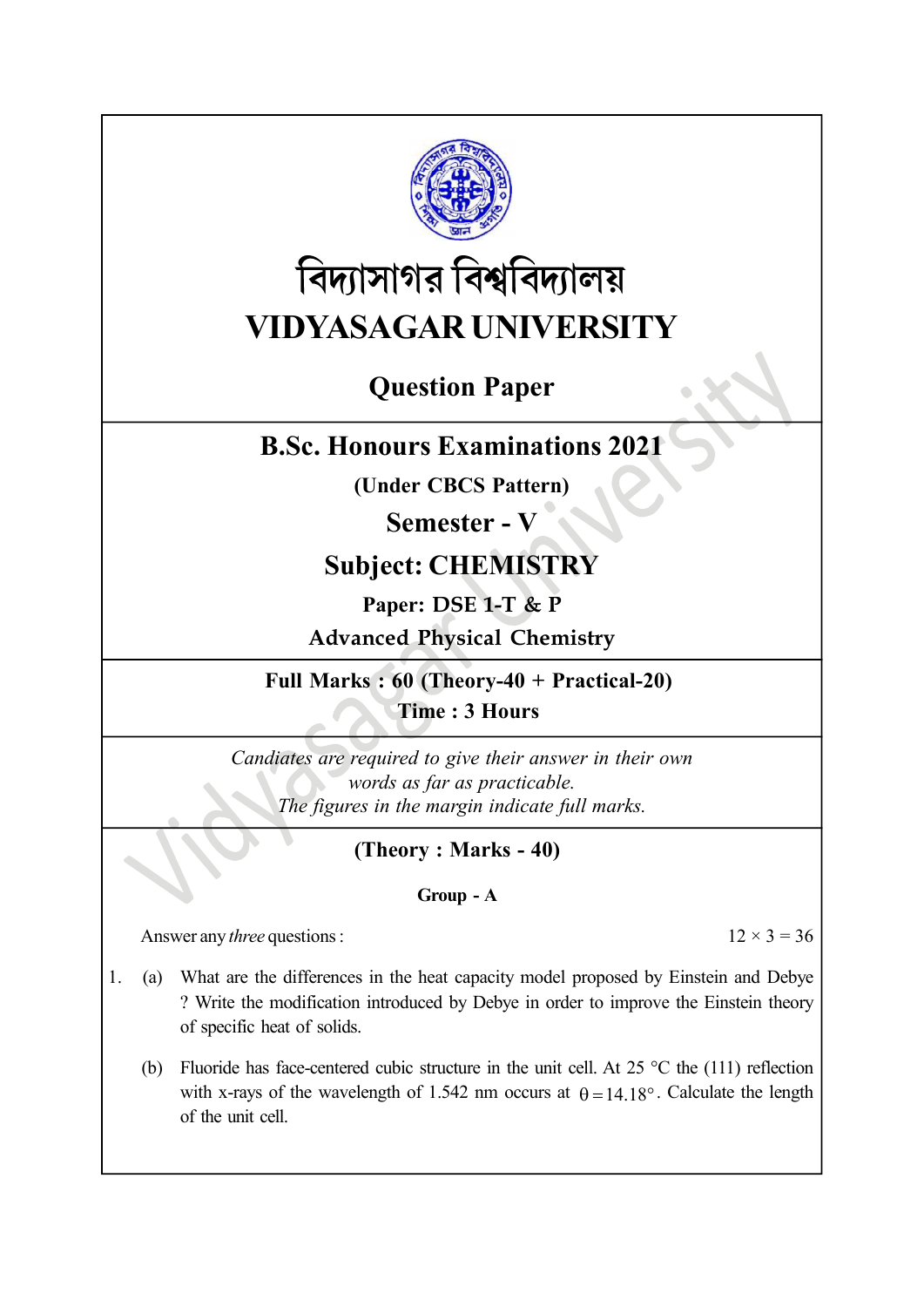# বিদ্যাসাগর বিশ্ববিদ্যালয়

# VIDYASAGAR UNIVERSITY

## Question Paper

## B.Sc. Honours Examinations 2021

**(Under CBCS Pattern)**

## Semester - V

## Subject: CHEMISTRY

**Paper: DSE 1-T & P**

**Advanced Physical Chemistry**

**Full Marks : 60 (Theory-40 + Practical-20)**

**Time : 3 Hours**

*Candiates are required to give their answer in their own words as far as practicable.*
*The figures in the margin indicate full marks.*

### (Theory : Marks - 40)

#### Group - A

Answer any *three* questions : $12 \times 3 = 36$

1. (a) What are the differences in the heat capacity model proposed by Einstein and Debye ? Write the modification introduced by Debye in order to improve the Einstein theory of specific heat of solids.

   (b) Fluoride has face-centered cubic structure in the unit cell. At 25 °C the (111) reflection with x-rays of the wavelength of 1.542 nm occurs at $\theta = 14.18°$. Calculate the length of the unit cell.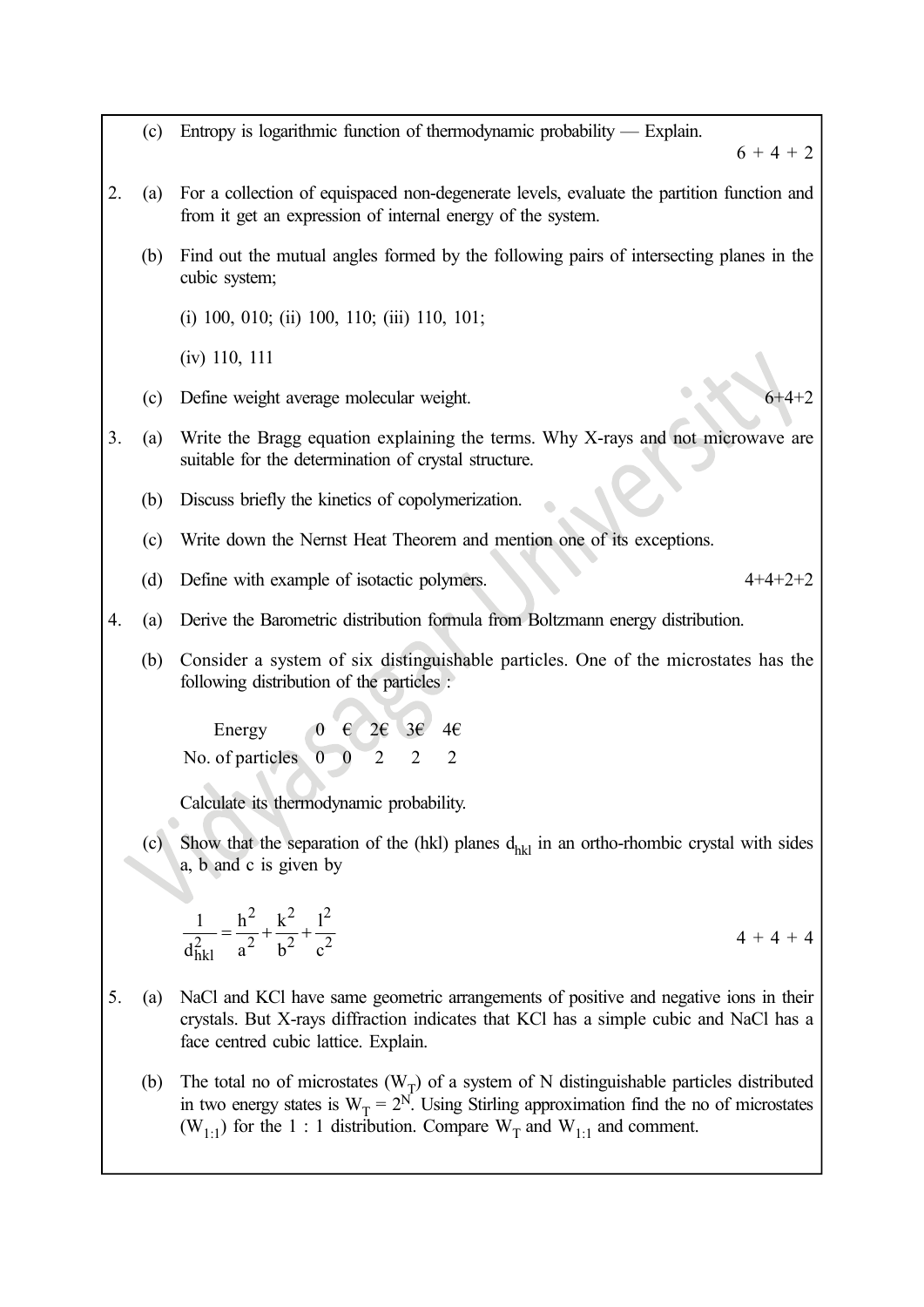(c) Entropy is logarithmic function of thermodynamic probability — Explain.

6 + 4 + 2

2. (a) For a collection of equispaced non-degenerate levels, evaluate the partition function and from it get an expression of internal energy of the system.

(b) Find out the mutual angles formed by the following pairs of intersecting planes in the cubic system;

(i) 100, 010; (ii) 100, 110; (iii) 110, 101;

(iv) 110, 111

(c) Define weight average molecular weight.

6+4+2

3. (a) Write the Bragg equation explaining the terms. Why X-rays and not microwave are suitable for the determination of crystal structure.

(b) Discuss briefly the kinetics of copolymerization.

(c) Write down the Nernst Heat Theorem and mention one of its exceptions.

(d) Define with example of isotactic polymers.

4+4+2+2

4. (a) Derive the Barometric distribution formula from Boltzmann energy distribution.

(b) Consider a system of six distinguishable particles. One of the microstates has the following distribution of the particles :

| Energy | 0 | € | 2€ | 3€ | 4€ |
|---|---|---|---|---|---|
| No. of particles | 0 | 0 | 2 | 2 | 2 |

Calculate its thermodynamic probability.

(c) Show that the separation of the (hkl) planes $d_{hkl}$ in an ortho-rhombic crystal with sides a, b and c is given by

$$\frac{1}{d_{hkl}^2} = \frac{h^2}{a^2} + \frac{k^2}{b^2} + \frac{l^2}{c^2}$$

4 + 4 + 4

5. (a) NaCl and KCl have same geometric arrangements of positive and negative ions in their crystals. But X-rays diffraction indicates that KCl has a simple cubic and NaCl has a face centred cubic lattice. Explain.

(b) The total no of microstates ($W_T$) of a system of N distinguishable particles distributed in two energy states is $W_T = 2^N$. Using Stirling approximation find the no of microstates ($W_{1:1}$) for the 1 : 1 distribution. Compare $W_T$ and $W_{1:1}$ and comment.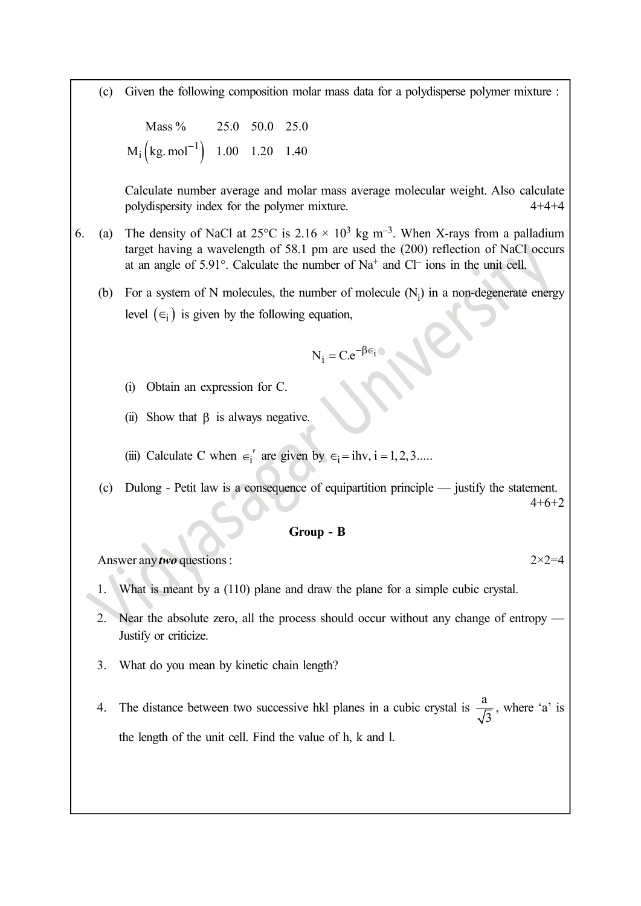(c) Given the following composition molar mass data for a polydisperse polymer mixture :

| Mass % | 25.0 | 50.0 | 25.0 |
|---|---|---|---|
| $M_i \left(kg.\,mol^{-1}\right)$ | 1.00 | 1.20 | 1.40 |

Calculate number average and molar mass average molecular weight. Also calculate polydispersity index for the polymer mixture. 4+4+4

6. (a) The density of NaCl at 25°C is $2.16 \times 10^3$ kg $m^{-3}$. When X-rays from a palladium target having a wavelength of 58.1 pm are used the (200) reflection of NaCl occurs at an angle of 5.91°. Calculate the number of $Na^+$ and $Cl^-$ ions in the unit cell.

(b) For a system of N molecules, the number of molecule ($N_i$) in a non-degenerate energy level $\left(\in_i\right)$ is given by the following equation,

$$N_i = C.e^{-\beta \in_i}$$

(i) Obtain an expression for C.

(ii) Show that $\beta$ is always negative.

(iii) Calculate C when $\in_i{}'$ are given by $\in_i = ih\nu, i = 1, 2, 3.....$

(c) Dulong - Petit law is a consequence of equipartition principle — justify the statement. 4+6+2

## Group - B

Answer any ***two*** questions : 2×2=4

1. What is meant by a (110) plane and draw the plane for a simple cubic crystal.

2. Near the absolute zero, all the process should occur without any change of entropy — Justify or criticize.

3. What do you mean by kinetic chain length?

4. The distance between two successive hkl planes in a cubic crystal is $\frac{a}{\sqrt{3}}$, where 'a' is the length of the unit cell. Find the value of h, k and l.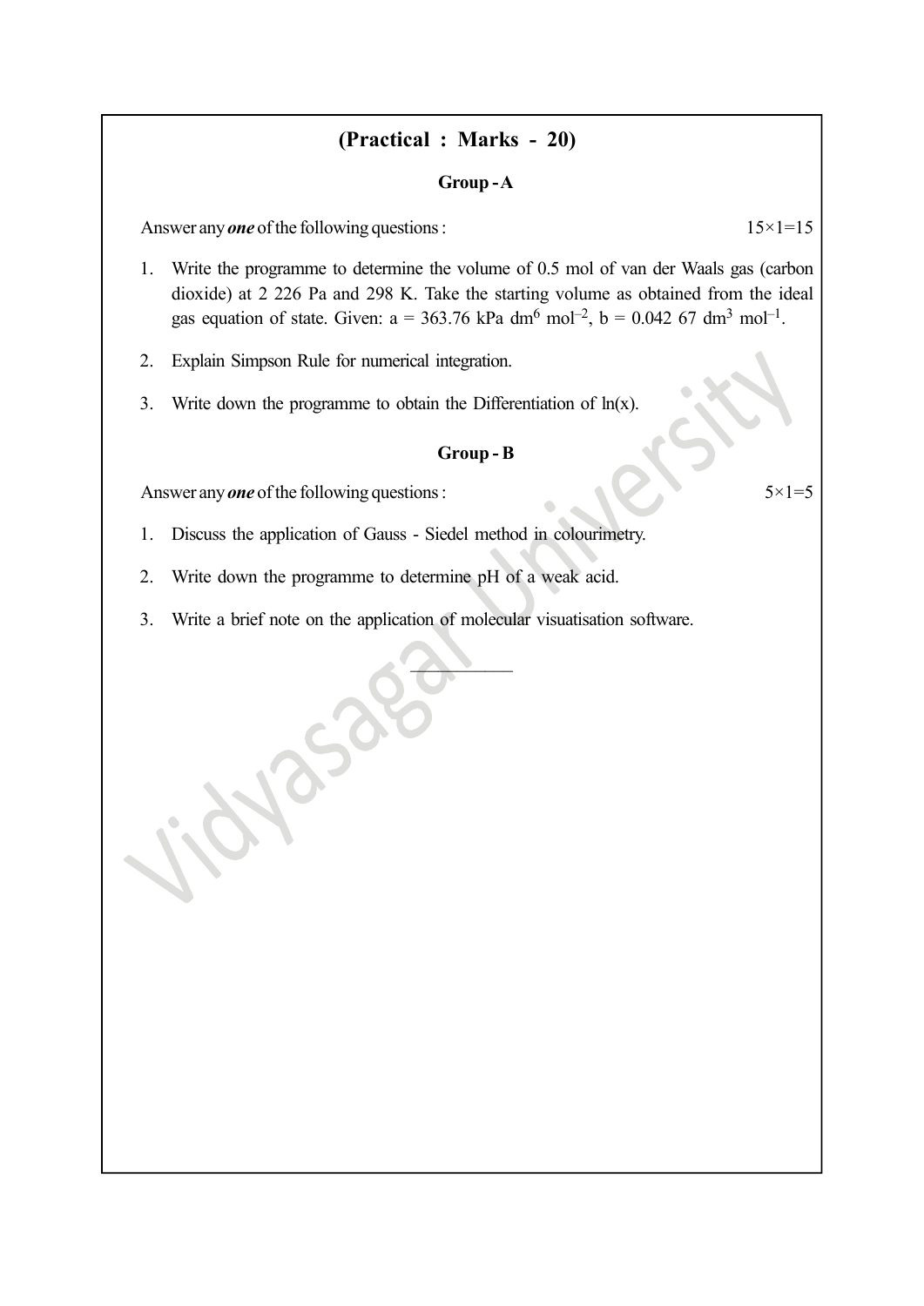## (Practical : Marks - 20)

### Group - A

Answer any ***one*** of the following questions : 15×1=15

1. Write the programme to determine the volume of 0.5 mol of van der Waals gas (carbon dioxide) at 2 226 Pa and 298 K. Take the starting volume as obtained from the ideal gas equation of state. Given: a = 363.76 kPa $dm^6$ $mol^{-2}$, b = 0.042 67 $dm^3$ $mol^{-1}$.

2. Explain Simpson Rule for numerical integration.

3. Write down the programme to obtain the Differentiation of ln(x).

### Group - B

Answer any ***one*** of the following questions : 5×1=5

1. Discuss the application of Gauss - Siedel method in colourimetry.

2. Write down the programme to determine pH of a weak acid.

3. Write a brief note on the application of molecular visuatisation software.

———————